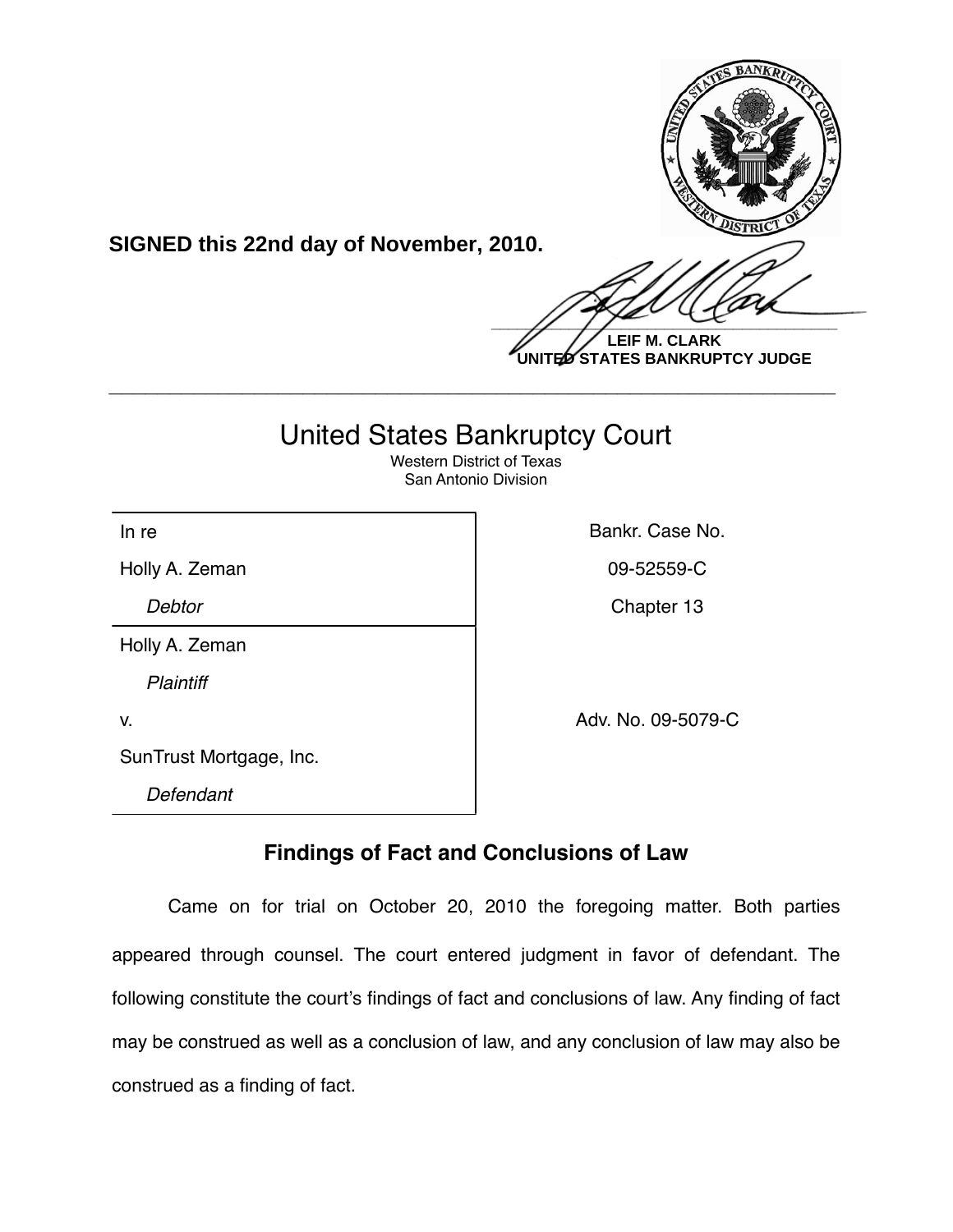**SIGNED this 22nd day of November, 2010.**

**LEIF M. CLARK**
**UNITED STATES BANKRUPTCY JUDGE**

---

# United States Bankruptcy Court

Western District of Texas
San Antonio Division

| | |
|---|---|
| In re | Bankr. Case No. |
| Holly A. Zeman | 09-52559-C |
| *Debtor* | Chapter 13 |
| Holly A. Zeman | |
| *Plaintiff* | |
| v. | Adv. No. 09-5079-C |
| SunTrust Mortgage, Inc. | |
| *Defendant* | |

## Findings of Fact and Conclusions of Law

Came on for trial on October 20, 2010 the foregoing matter. Both parties appeared through counsel. The court entered judgment in favor of defendant. The following constitute the court's findings of fact and conclusions of law. Any finding of fact may be construed as well as a conclusion of law, and any conclusion of law may also be construed as a finding of fact.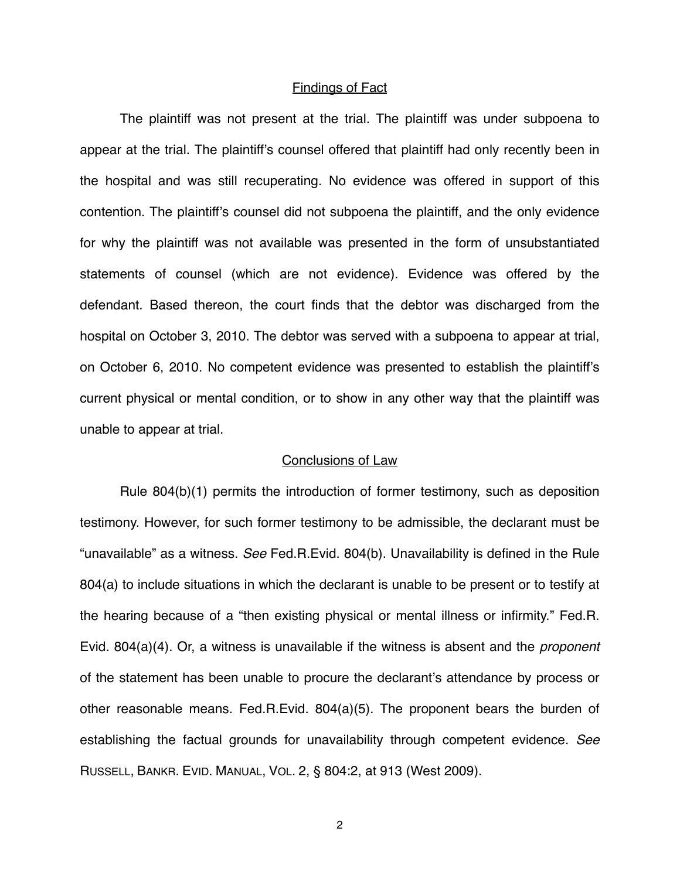## Findings of Fact

The plaintiff was not present at the trial. The plaintiff was under subpoena to appear at the trial. The plaintiff's counsel offered that plaintiff had only recently been in the hospital and was still recuperating. No evidence was offered in support of this contention. The plaintiff's counsel did not subpoena the plaintiff, and the only evidence for why the plaintiff was not available was presented in the form of unsubstantiated statements of counsel (which are not evidence). Evidence was offered by the defendant. Based thereon, the court finds that the debtor was discharged from the hospital on October 3, 2010. The debtor was served with a subpoena to appear at trial, on October 6, 2010. No competent evidence was presented to establish the plaintiff's current physical or mental condition, or to show in any other way that the plaintiff was unable to appear at trial.

## Conclusions of Law

Rule 804(b)(1) permits the introduction of former testimony, such as deposition testimony. However, for such former testimony to be admissible, the declarant must be "unavailable" as a witness. *See* Fed.R.Evid. 804(b). Unavailability is defined in the Rule 804(a) to include situations in which the declarant is unable to be present or to testify at the hearing because of a "then existing physical or mental illness or infirmity." Fed.R. Evid. 804(a)(4). Or, a witness is unavailable if the witness is absent and the *proponent* of the statement has been unable to procure the declarant's attendance by process or other reasonable means. Fed.R.Evid. 804(a)(5). The proponent bears the burden of establishing the factual grounds for unavailability through competent evidence. *See* RUSSELL, BANKR. EVID. MANUAL, VOL. 2, § 804:2, at 913 (West 2009).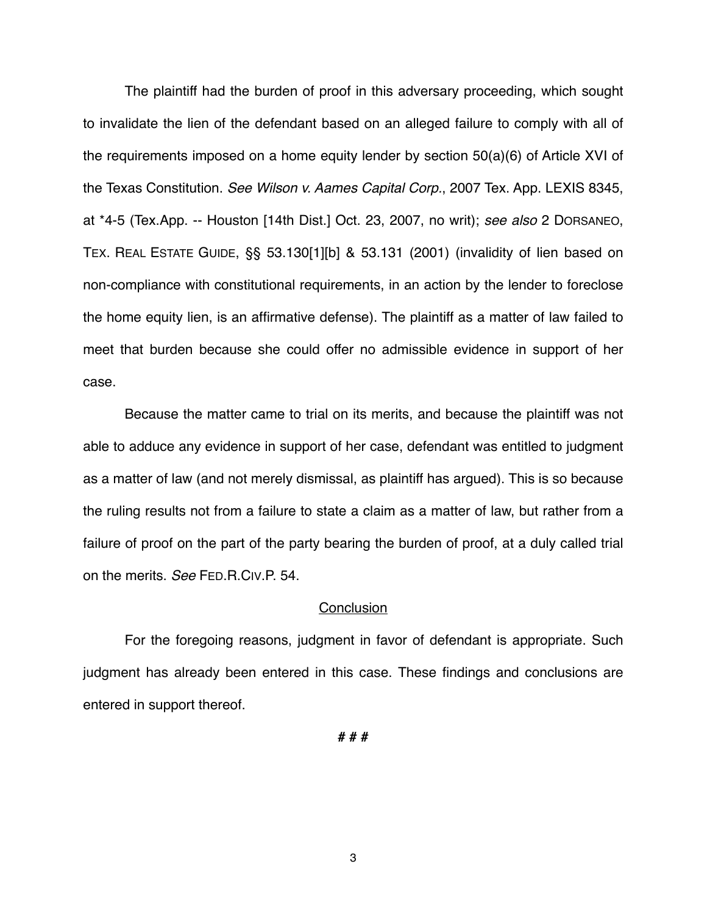The plaintiff had the burden of proof in this adversary proceeding, which sought to invalidate the lien of the defendant based on an alleged failure to comply with all of the requirements imposed on a home equity lender by section 50(a)(6) of Article XVI of the Texas Constitution. *See Wilson v. Aames Capital Corp.*, 2007 Tex. App. LEXIS 8345, at *4-5 (Tex.App. -- Houston [14th Dist.] Oct. 23, 2007, no writ); *see also* 2 DORSANEO, TEX. REAL ESTATE GUIDE, §§ 53.130[1][b] & 53.131 (2001) (invalidity of lien based on non-compliance with constitutional requirements, in an action by the lender to foreclose the home equity lien, is an affirmative defense). The plaintiff as a matter of law failed to meet that burden because she could offer no admissible evidence in support of her case.

Because the matter came to trial on its merits, and because the plaintiff was not able to adduce any evidence in support of her case, defendant was entitled to judgment as a matter of law (and not merely dismissal, as plaintiff has argued). This is so because the ruling results not from a failure to state a claim as a matter of law, but rather from a failure of proof on the part of the party bearing the burden of proof, at a duly called trial on the merits. *See* FED.R.CIV.P. 54.

## Conclusion

For the foregoing reasons, judgment in favor of defendant is appropriate. Such judgment has already been entered in this case. These findings and conclusions are entered in support thereof.

**# # #**